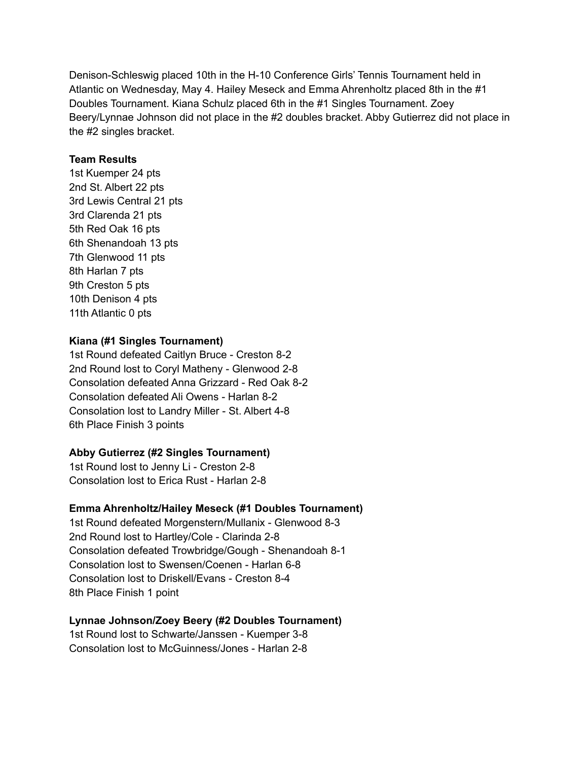Denison-Schleswig placed 10th in the H-10 Conference Girls' Tennis Tournament held in Atlantic on Wednesday, May 4. Hailey Meseck and Emma Ahrenholtz placed 8th in the #1 Doubles Tournament. Kiana Schulz placed 6th in the #1 Singles Tournament. Zoey Beery/Lynnae Johnson did not place in the #2 doubles bracket. Abby Gutierrez did not place in the #2 singles bracket.

**Team Results**
1st Kuemper 24 pts
2nd St. Albert 22 pts
3rd Lewis Central 21 pts
3rd Clarenda 21 pts
5th Red Oak 16 pts
6th Shenandoah 13 pts
7th Glenwood 11 pts
8th Harlan 7 pts
9th Creston 5 pts
10th Denison 4 pts
11th Atlantic 0 pts

**Kiana (#1 Singles Tournament)**
1st Round defeated Caitlyn Bruce - Creston 8-2
2nd Round lost to Coryl Matheny - Glenwood 2-8
Consolation defeated Anna Grizzard - Red Oak 8-2
Consolation defeated Ali Owens - Harlan 8-2
Consolation lost to Landry Miller - St. Albert 4-8
6th Place Finish 3 points

**Abby Gutierrez (#2 Singles Tournament)**
1st Round lost to Jenny Li - Creston 2-8
Consolation lost to Erica Rust - Harlan 2-8

**Emma Ahrenholtz/Hailey Meseck (#1 Doubles Tournament)**
1st Round defeated Morgenstern/Mullanix - Glenwood 8-3
2nd Round lost to Hartley/Cole - Clarinda 2-8
Consolation defeated Trowbridge/Gough - Shenandoah 8-1
Consolation lost to Swensen/Coenen - Harlan 6-8
Consolation lost to Driskell/Evans - Creston 8-4
8th Place Finish 1 point

**Lynnae Johnson/Zoey Beery (#2 Doubles Tournament)**
1st Round lost to Schwarte/Janssen - Kuemper 3-8
Consolation lost to McGuinness/Jones - Harlan 2-8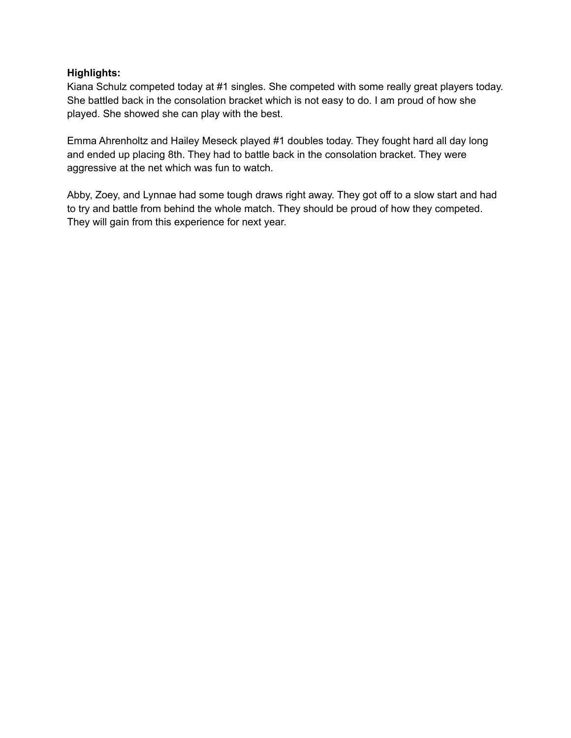**Highlights:**

Kiana Schulz competed today at #1 singles. She competed with some really great players today. She battled back in the consolation bracket which is not easy to do. I am proud of how she played. She showed she can play with the best.

Emma Ahrenholtz and Hailey Meseck played #1 doubles today. They fought hard all day long and ended up placing 8th. They had to battle back in the consolation bracket. They were aggressive at the net which was fun to watch.

Abby, Zoey, and Lynnae had some tough draws right away. They got off to a slow start and had to try and battle from behind the whole match. They should be proud of how they competed. They will gain from this experience for next year.